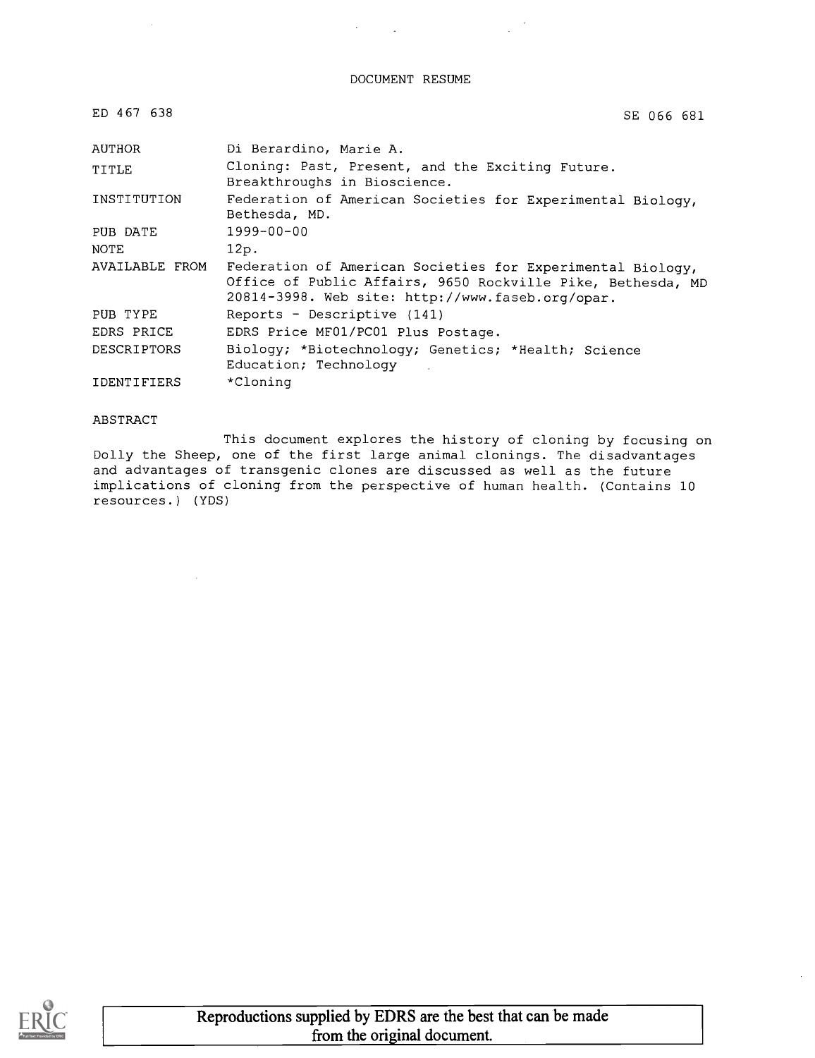DOCUMENT RESUME

ED 467 638 SE 066 681

| | |
|---|---|
| AUTHOR | Di Berardino, Marie A. |
| TITLE | Cloning: Past, Present, and the Exciting Future. Breakthroughs in Bioscience. |
| INSTITUTION | Federation of American Societies for Experimental Biology, Bethesda, MD. |
| PUB DATE | 1999-00-00 |
| NOTE | 12p. |
| AVAILABLE FROM | Federation of American Societies for Experimental Biology, Office of Public Affairs, 9650 Rockville Pike, Bethesda, MD 20814-3998. Web site: http://www.faseb.org/opar. |
| PUB TYPE | Reports - Descriptive (141) |
| EDRS PRICE | EDRS Price MF01/PC01 Plus Postage. |
| DESCRIPTORS | Biology; *Biotechnology; Genetics; *Health; Science Education; Technology |
| IDENTIFIERS | *Cloning |

ABSTRACT

This document explores the history of cloning by focusing on Dolly the Sheep, one of the first large animal clonings. The disadvantages and advantages of transgenic clones are discussed as well as the future implications of cloning from the perspective of human health. (Contains 10 resources.) (YDS)

Reproductions supplied by EDRS are the best that can be made from the original document.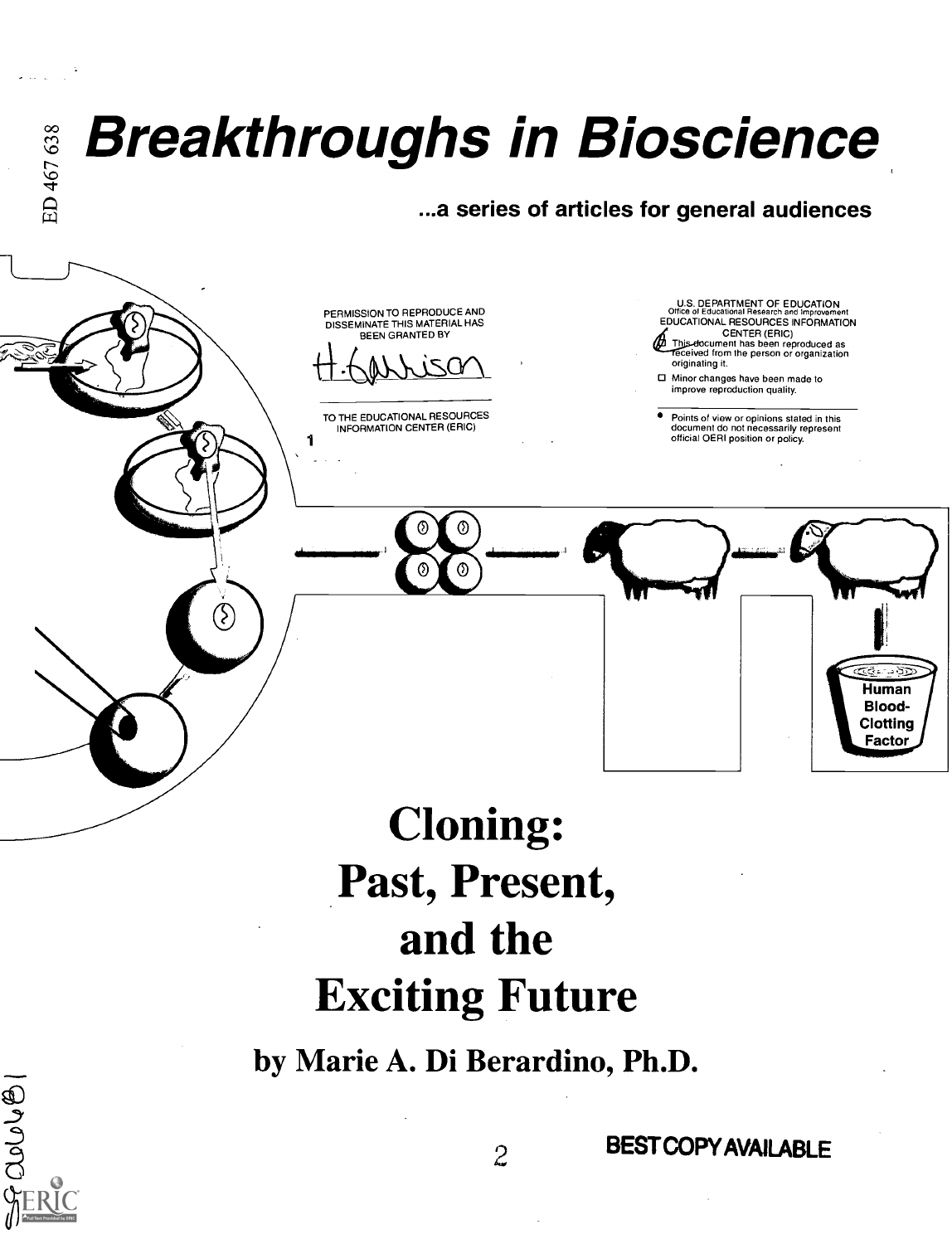# Breakthroughs in Bioscience

**...a series of articles for general audiences**

PERMISSION TO REPRODUCE AND DISSEMINATE THIS MATERIAL HAS BEEN GRANTED BY

H. Garrison

TO THE EDUCATIONAL RESOURCES INFORMATION CENTER (ERIC)

1

U.S. DEPARTMENT OF EDUCATION
Office of Educational Research and Improvement
EDUCATIONAL RESOURCES INFORMATION CENTER (ERIC)

- This document has been reproduced as received from the person or organization originating it.
- Minor changes have been made to improve reproduction quality.
- Points of view or opinions stated in this document do not necessarily represent official OERI position or policy.

Human Blood-Clotting Factor

# Cloning: Past, Present, and the Exciting Future

**by Marie A. Di Berardino, Ph.D.**

BEST COPY AVAILABLE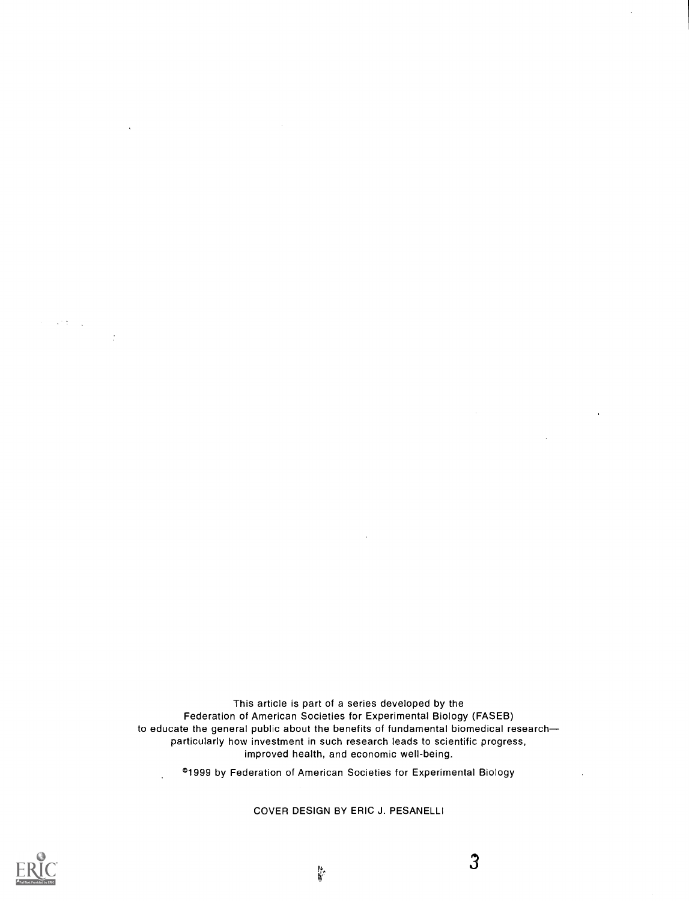This article is part of a series developed by the Federation of American Societies for Experimental Biology (FASEB) to educate the general public about the benefits of fundamental biomedical research—particularly how investment in such research leads to scientific progress, improved health, and economic well-being.

©1999 by Federation of American Societies for Experimental Biology

COVER DESIGN BY ERIC J. PESANELLI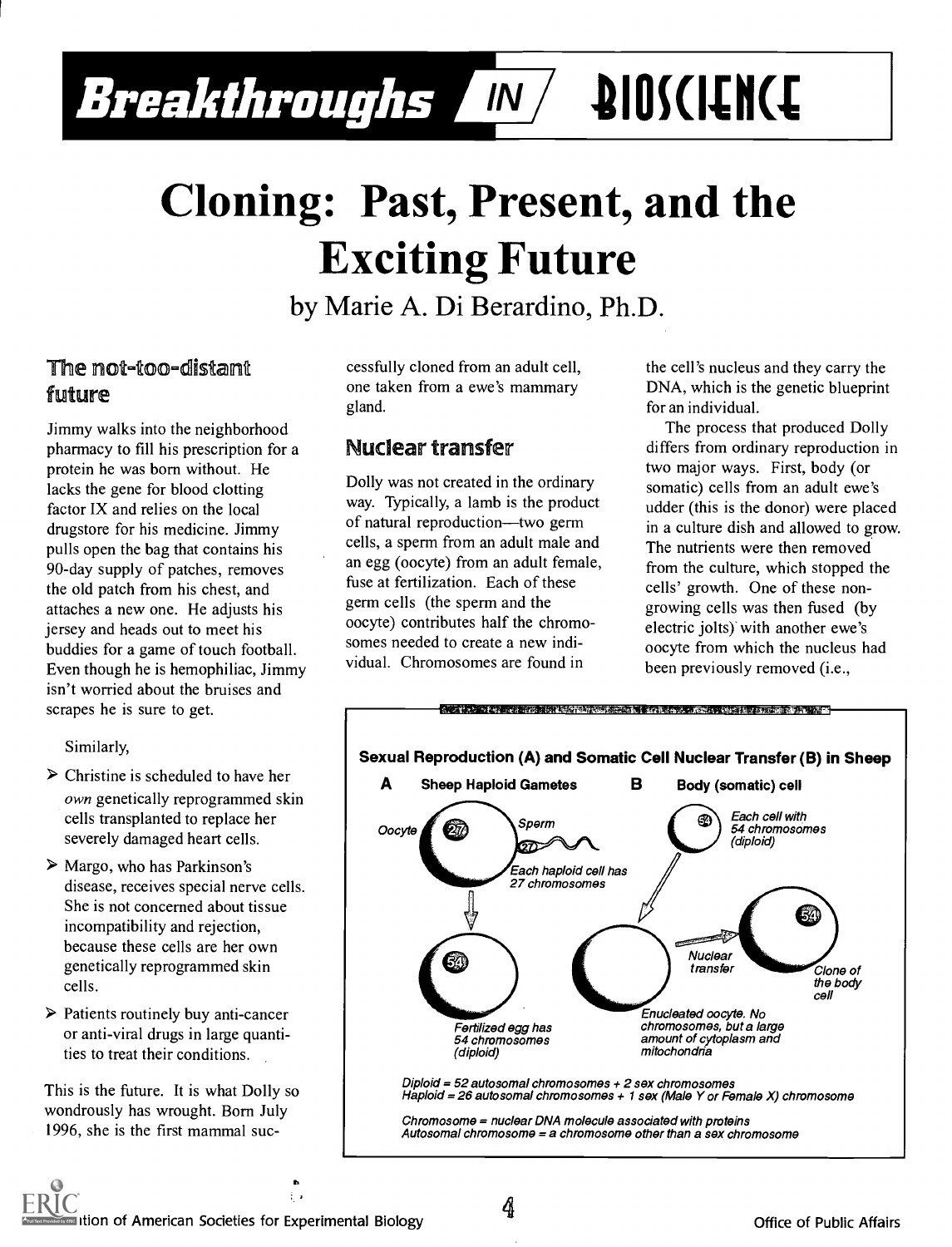# Breakthroughs IN BIOSCIENCE

# Cloning: Past, Present, and the Exciting Future

by Marie A. Di Berardino, Ph.D.

## The not-too-distant future

Jimmy walks into the neighborhood pharmacy to fill his prescription for a protein he was born without. He lacks the gene for blood clotting factor IX and relies on the local drugstore for his medicine. Jimmy pulls open the bag that contains his 90-day supply of patches, removes the old patch from his chest, and attaches a new one. He adjusts his jersey and heads out to meet his buddies for a game of touch football. Even though he is hemophiliac, Jimmy isn't worried about the bruises and scrapes he is sure to get.

Similarly,

- Christine is scheduled to have her *own* genetically reprogrammed skin cells transplanted to replace her severely damaged heart cells.
- Margo, who has Parkinson's disease, receives special nerve cells. She is not concerned about tissue incompatibility and rejection, because these cells are her own genetically reprogrammed skin cells.
- Patients routinely buy anti-cancer or anti-viral drugs in large quantities to treat their conditions.

This is the future. It is what Dolly so wondrously has wrought. Born July 1996, she is the first mammal successfully cloned from an adult cell, one taken from a ewe's mammary gland.

## Nuclear transfer

Dolly was not created in the ordinary way. Typically, a lamb is the product of natural reproduction—two germ cells, a sperm from an adult male and an egg (oocyte) from an adult female, fuse at fertilization. Each of these germ cells (the sperm and the oocyte) contributes half the chromosomes needed to create a new individual. Chromosomes are found in the cell's nucleus and they carry the DNA, which is the genetic blueprint for an individual.

The process that produced Dolly differs from ordinary reproduction in two major ways. First, body (or somatic) cells from an adult ewe's udder (this is the donor) were placed in a culture dish and allowed to grow. The nutrients were then removed from the culture, which stopped the cells' growth. One of these non-growing cells was then fused (by electric jolts) with another ewe's oocyte from which the nucleus had been previously removed (i.e.,

**Sexual Reproduction (A) and Somatic Cell Nuclear Transfer (B) in Sheep**

A Sheep Haploid Gametes

Oocyte
27
Sperm
27
Each haploid cell has 27 chromosomes

54
Fertilized egg has 54 chromosomes (diploid)

B Body (somatic) cell

54
Each cell with 54 chromosomes (diploid)

Enucleated oocyte. No chromosomes, but a large amount of cytoplasm and mitochondria

Nuclear transfer

54
Clone of the body cell

Diploid = 52 autosomal chromosomes + 2 sex chromosomes
Haploid = 26 autosomal chromosomes + 1 sex (Male Y or Female X) chromosome

Chromosome = nuclear DNA molecule associated with proteins
Autosomal chromosome = a chromosome other than a sex chromosome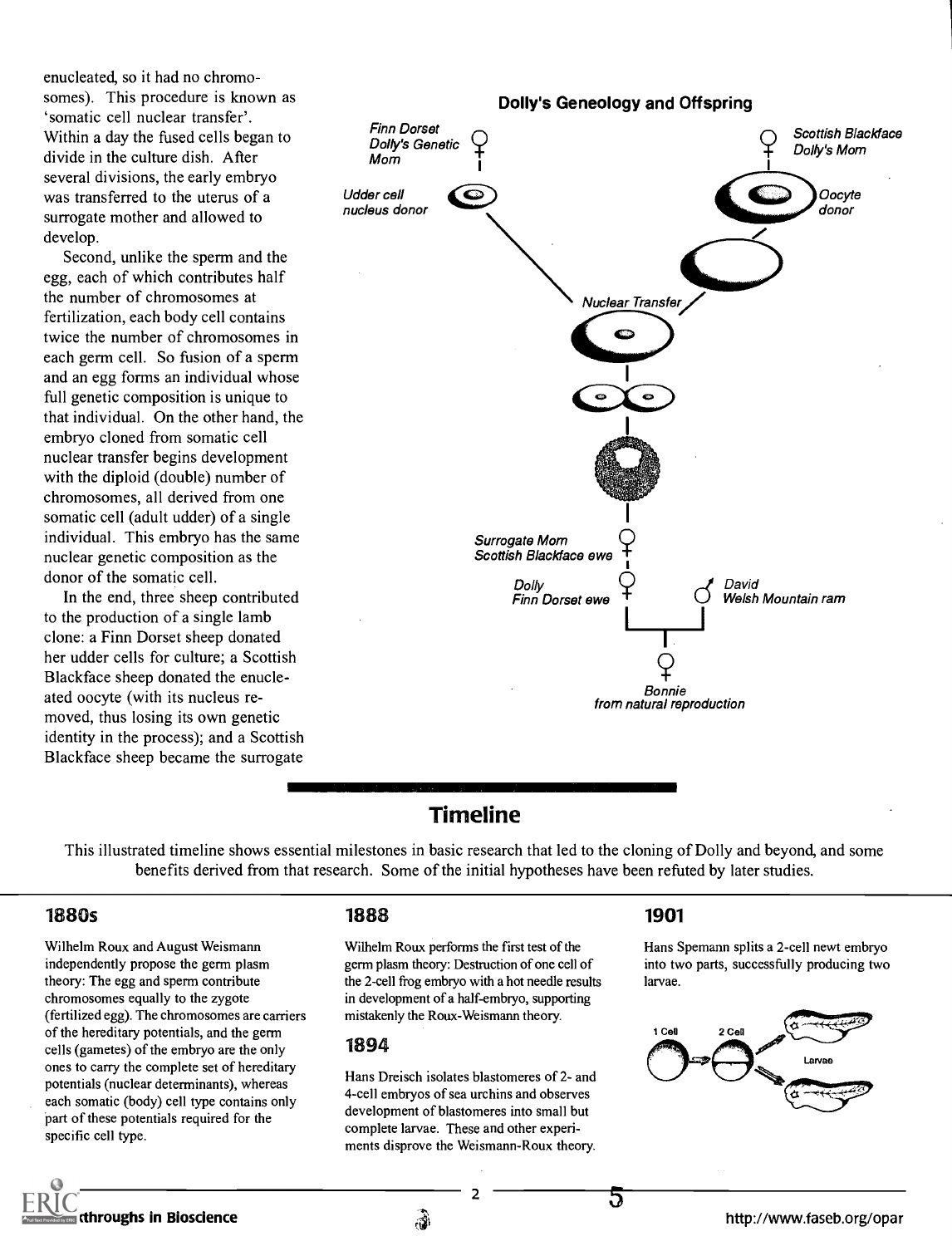enucleated, so it had no chromosomes). This procedure is known as 'somatic cell nuclear transfer'. Within a day the fused cells began to divide in the culture dish. After several divisions, the early embryo was transferred to the uterus of a surrogate mother and allowed to develop.

Second, unlike the sperm and the egg, each of which contributes half the number of chromosomes at fertilization, each body cell contains twice the number of chromosomes in each germ cell. So fusion of a sperm and an egg forms an individual whose full genetic composition is unique to that individual. On the other hand, the embryo cloned from somatic cell nuclear transfer begins development with the diploid (double) number of chromosomes, all derived from one somatic cell (adult udder) of a single individual. This embryo has the same nuclear genetic composition as the donor of the somatic cell.

In the end, three sheep contributed to the production of a single lamb clone: a Finn Dorset sheep donated her udder cells for culture; a Scottish Blackface sheep donated the enucleated oocyte (with its nucleus removed, thus losing its own genetic identity in the process); and a Scottish Blackface sheep became the surrogate

**Dolly's Geneology and Offspring**

*Finn Dorset Dolly's Genetic Mom* — *Udder cell nucleus donor*

*Scottish Blackface Dolly's Mom* — *Oocyte donor*

*Nuclear Transfer*

*Surrogate Mom Scottish Blackface ewe*

*Dolly Finn Dorset ewe* — *David Welsh Mountain ram*

*Bonnie from natural reproduction*

## Timeline

This illustrated timeline shows essential milestones in basic research that led to the cloning of Dolly and beyond, and some benefits derived from that research. Some of the initial hypotheses have been refuted by later studies.

### 1880s

Wilhelm Roux and August Weismann independently propose the germ plasm theory: The egg and sperm contribute chromosomes equally to the zygote (fertilized egg). The chromosomes are carriers of the hereditary potentials, and the germ cells (gametes) of the embryo are the only ones to carry the complete set of hereditary potentials (nuclear determinants), whereas each somatic (body) cell type contains only part of these potentials required for the specific cell type.

### 1888

Wilhelm Roux performs the first test of the germ plasm theory: Destruction of one cell of the 2-cell frog embryo with a hot needle results in development of a half-embryo, supporting mistakenly the Roux-Weismann theory.

### 1894

Hans Dreisch isolates blastomeres of 2- and 4-cell embryos of sea urchins and observes development of blastomeres into small but complete larvae. These and other experiments disprove the Weismann-Roux theory.

### 1901

Hans Spemann splits a 2-cell newt embryo into two parts, successfully producing two larvae.

1 Cell — 2 Cell — Larvae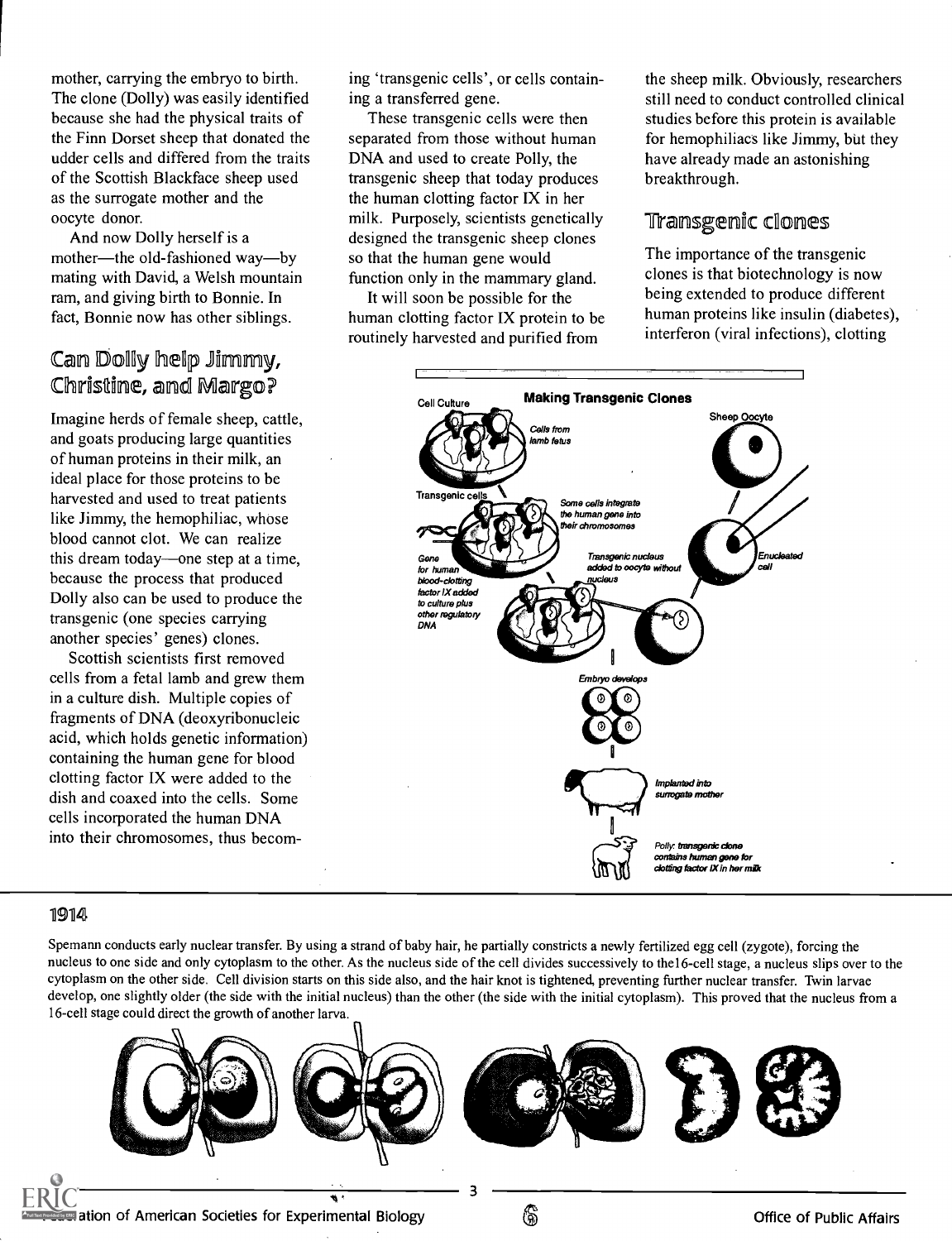mother, carrying the embryo to birth. The clone (Dolly) was easily identified because she had the physical traits of the Finn Dorset sheep that donated the udder cells and differed from the traits of the Scottish Blackface sheep used as the surrogate mother and the oocyte donor.

And now Dolly herself is a mother—the old-fashioned way—by mating with David, a Welsh mountain ram, and giving birth to Bonnie. In fact, Bonnie now has other siblings.

## Can Dolly help Jimmy, Christine, and Margo?

Imagine herds of female sheep, cattle, and goats producing large quantities of human proteins in their milk, an ideal place for those proteins to be harvested and used to treat patients like Jimmy, the hemophiliac, whose blood cannot clot. We can realize this dream today—one step at a time, because the process that produced Dolly also can be used to produce the transgenic (one species carrying another species' genes) clones.

Scottish scientists first removed cells from a fetal lamb and grew them in a culture dish. Multiple copies of fragments of DNA (deoxyribonucleic acid, which holds genetic information) containing the human gene for blood clotting factor IX were added to the dish and coaxed into the cells. Some cells incorporated the human DNA into their chromosomes, thus becoming 'transgenic cells', or cells containing a transferred gene.

These transgenic cells were then separated from those without human DNA and used to create Polly, the transgenic sheep that today produces the human clotting factor IX in her milk. Purposely, scientists genetically designed the transgenic sheep clones so that the human gene would function only in the mammary gland.

It will soon be possible for the human clotting factor IX protein to be routinely harvested and purified from the sheep milk. Obviously, researchers still need to conduct controlled clinical studies before this protein is available for hemophiliacs like Jimmy, but they have already made an astonishing breakthrough.

## Transgenic clones

The importance of the transgenic clones is that biotechnology is now being extended to produce different human proteins like insulin (diabetes), interferon (viral infections), clotting

**Making Transgenic Clones**

Cell Culture — Cells from lamb fetus

Transgenic cells — Some cells integrate the human gene into their chromosomes

Gene for human blood-clotting factor IX added to culture plus other regulatory DNA

Sheep Oocyte — Enucleated cell

Transgenic nucleus added to oocyte without nucleus

Embryo develops

Implanted into surrogate mother

Polly: transgenic clone contains human gene for clotting factor IX in her milk

### 1914

Spemann conducts early nuclear transfer. By using a strand of baby hair, he partially constricts a newly fertilized egg cell (zygote), forcing the nucleus to one side and only cytoplasm to the other. As the nucleus side of the cell divides successively to the16-cell stage, a nucleus slips over to the cytoplasm on the other side. Cell division starts on this side also, and the hair knot is tightened, preventing further nuclear transfer. Twin larvae develop, one slightly older (the side with the initial nucleus) than the other (the side with the initial cytoplasm). This proved that the nucleus from a 16-cell stage could direct the growth of another larva.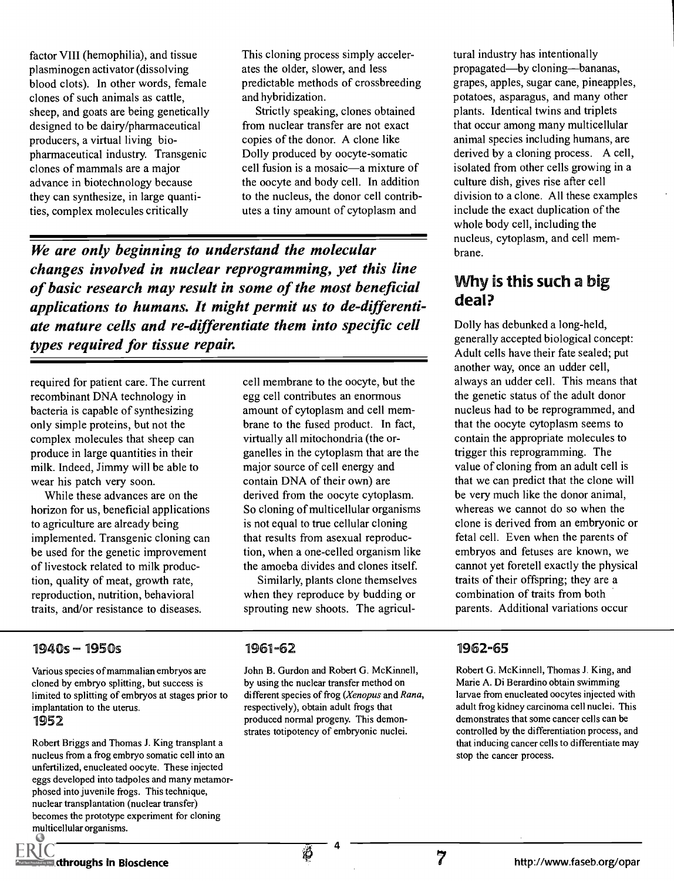factor VIII (hemophilia), and tissue plasminogen activator (dissolving blood clots). In other words, female clones of such animals as cattle, sheep, and goats are being genetically designed to be dairy/pharmaceutical producers, a virtual living biopharmaceutical industry. Transgenic clones of mammals are a major advance in biotechnology because they can synthesize, in large quantities, complex molecules critically required for patient care. The current recombinant DNA technology in bacteria is capable of synthesizing only simple proteins, but not the complex molecules that sheep can produce in large quantities in their milk. Indeed, Jimmy will be able to wear his patch very soon.

While these advances are on the horizon for us, beneficial applications to agriculture are already being implemented. Transgenic cloning can be used for the genetic improvement of livestock related to milk production, quality of meat, growth rate, reproduction, nutrition, behavioral traits, and/or resistance to diseases. This cloning process simply accelerates the older, slower, and less predictable methods of crossbreeding and hybridization.

Strictly speaking, clones obtained from nuclear transfer are not exact copies of the donor. A clone like Dolly produced by oocyte-somatic cell fusion is a mosaic—a mixture of the oocyte and body cell. In addition to the nucleus, the donor cell contributes a tiny amount of cytoplasm and cell membrane to the oocyte, but the egg cell contributes an enormous amount of cytoplasm and cell membrane to the fused product. In fact, virtually all mitochondria (the organelles in the cytoplasm that are the major source of cell energy and contain DNA of their own) are derived from the oocyte cytoplasm. So cloning of multicellular organisms is not equal to true cellular cloning that results from asexual reproduction, when a one-celled organism like the amoeba divides and clones itself.

Similarly, plants clone themselves when they reproduce by budding or sprouting new shoots. The agricultural industry has intentionally propagated—by cloning—bananas, grapes, apples, sugar cane, pineapples, potatoes, asparagus, and many other plants. Identical twins and triplets that occur among many multicellular animal species including humans, are derived by a cloning process. A cell, isolated from other cells growing in a culture dish, gives rise after cell division to a clone. All these examples include the exact duplication of the whole body cell, including the nucleus, cytoplasm, and cell membrane.

***We are only beginning to understand the molecular changes involved in nuclear reprogramming, yet this line of basic research may result in some of the most beneficial applications to humans. It might permit us to de-differentiate mature cells and re-differentiate them into specific cell types required for tissue repair.***

## Why is this such a big deal?

Dolly has debunked a long-held, generally accepted biological concept: Adult cells have their fate sealed; put another way, once an udder cell, always an udder cell. This means that the genetic status of the adult donor nucleus had to be reprogrammed, and that the oocyte cytoplasm seems to contain the appropriate molecules to trigger this reprogramming. The value of cloning from an adult cell is that we can predict that the clone will be very much like the donor animal, whereas we cannot do so when the clone is derived from an embryonic or fetal cell. Even when the parents of embryos and fetuses are known, we cannot yet foretell exactly the physical traits of their offspring; they are a combination of traits from both parents. Additional variations occur

### 1940s – 1950s

Various species of mammalian embryos are cloned by embryo splitting, but success is limited to splitting of embryos at stages prior to implantation to the uterus.

### 1952

Robert Briggs and Thomas J. King transplant a nucleus from a frog embryo somatic cell into an unfertilized, enucleated oocyte. These injected eggs developed into tadpoles and many metamorphosed into juvenile frogs. This technique, nuclear transplantation (nuclear transfer) becomes the prototype experiment for cloning multicellular organisms.

### 1961-62

John B. Gurdon and Robert G. McKinnell, by using the nuclear transfer method on different species of frog (*Xenopus* and *Rana*, respectively), obtain adult frogs that produced normal progeny. This demonstrates totipotency of embryonic nuclei.

### 1962-65

Robert G. McKinnell, Thomas J. King, and Marie A. Di Berardino obtain swimming larvae from enucleated oocytes injected with adult frog kidney carcinoma cell nuclei. This demonstrates that some cancer cells can be controlled by the differentiation process, and that inducing cancer cells to differentiate may stop the cancer process.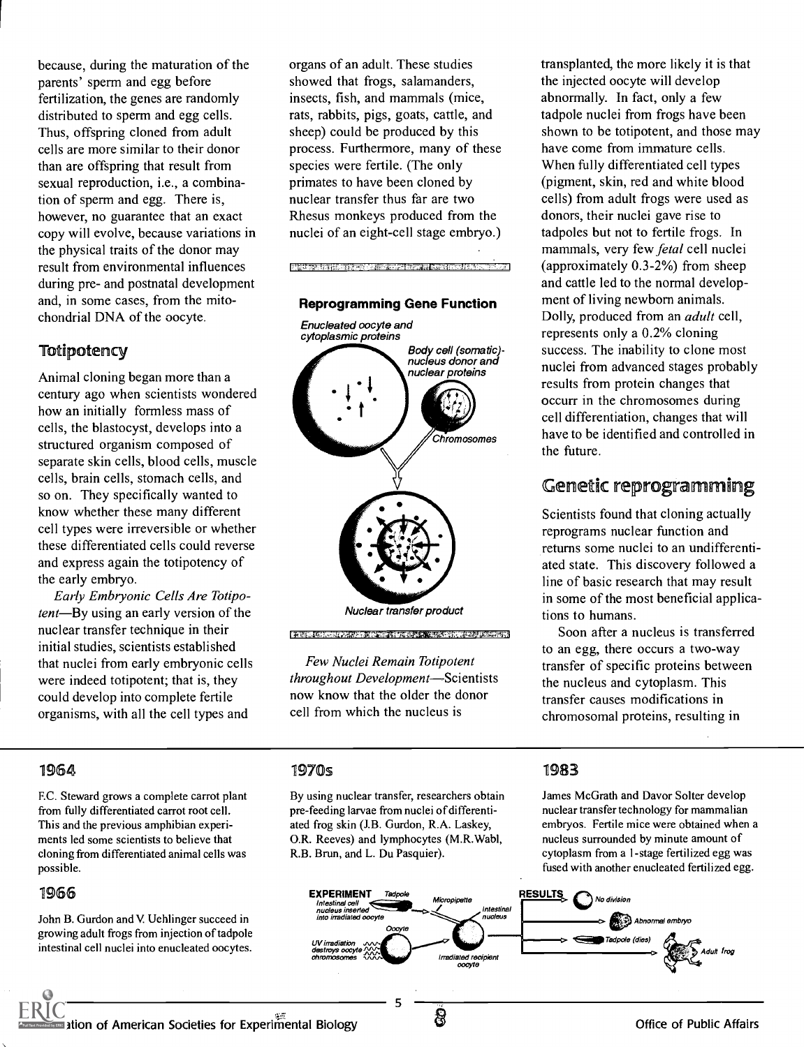because, during the maturation of the parents' sperm and egg before fertilization, the genes are randomly distributed to sperm and egg cells. Thus, offspring cloned from adult cells are more similar to their donor than are offspring that result from sexual reproduction, i.e., a combination of sperm and egg. There is, however, no guarantee that an exact copy will evolve, because variations in the physical traits of the donor may result from environmental influences during pre- and postnatal development and, in some cases, from the mitochondrial DNA of the oocyte.

## Totipotency

Animal cloning began more than a century ago when scientists wondered how an initially formless mass of cells, the blastocyst, develops into a structured organism composed of separate skin cells, blood cells, muscle cells, brain cells, stomach cells, and so on. They specifically wanted to know whether these many different cell types were irreversible or whether these differentiated cells could reverse and express again the totipotency of the early embryo.

*Early Embryonic Cells Are Totipotent*—By using an early version of the nuclear transfer technique in their initial studies, scientists established that nuclei from early embryonic cells were indeed totipotent; that is, they could develop into complete fertile organisms, with all the cell types and organs of an adult. These studies showed that frogs, salamanders, insects, fish, and mammals (mice, rats, rabbits, pigs, goats, cattle, and sheep) could be produced by this process. Furthermore, many of these species were fertile. (The only primates to have been cloned by nuclear transfer thus far are two Rhesus monkeys produced from the nuclei of an eight-cell stage embryo.)

**Reprogramming Gene Function**

Enucleated oocyte and cytoplasmic proteins

Body cell (somatic)-nucleus donor and nuclear proteins

Chromosomes

Nuclear transfer product

*Few Nuclei Remain Totipotent throughout Development*—Scientists now know that the older the donor cell from which the nucleus is transplanted, the more likely it is that the injected oocyte will develop abnormally. In fact, only a few tadpole nuclei from frogs have been shown to be totipotent, and those may have come from immature cells. When fully differentiated cell types (pigment, skin, red and white blood cells) from adult frogs were used as donors, their nuclei gave rise to tadpoles but not to fertile frogs. In mammals, very few *fetal* cell nuclei (approximately 0.3-2%) from sheep and cattle led to the normal development of living newborn animals. Dolly, produced from an *adult* cell, represents only a 0.2% cloning success. The inability to clone most nuclei from advanced stages probably results from protein changes that occurr in the chromosomes during cell differentiation, changes that will have to be identified and controlled in the future.

## Genetic reprogramming

Scientists found that cloning actually reprograms nuclear function and returns some nuclei to an undifferentiated state. This discovery followed a line of basic research that may result in some of the most beneficial applications to humans.

Soon after a nucleus is transferred to an egg, there occurs a two-way transfer of specific proteins between the nucleus and cytoplasm. This transfer causes modifications in chromosomal proteins, resulting in

### 1964

F.C. Steward grows a complete carrot plant from fully differentiated carrot root cell. This and the previous amphibian experiments led some scientists to believe that cloning from differentiated animal cells was possible.

### 1966

John B. Gurdon and V. Uehlinger succeed in growing adult frogs from injection of tadpole intestinal cell nuclei into enucleated oocytes.

### 1970s

By using nuclear transfer, researchers obtain pre-feeding larvae from nuclei of differentiated frog skin (J.B. Gurdon, R.A. Laskey, O.R. Reeves) and lymphocytes (M.R.Wabl, R.B. Brun, and L. Du Pasquier).

**EXPERIMENT** Tadpole — Intestinal cell nucleus inserted into irradiated oocyte — Micropipette — Intestinal nucleus — Oocyte — UV irradiation destroys oocyte chromosomes — Irradiated recipient oocyte

**RESULTS** — No division — Abnormal embryo — Tadpole (dies) — Adult frog

### 1983

James McGrath and Davor Solter develop nuclear transfer technology for mammalian embryos. Fertile mice were obtained when a nucleus surrounded by minute amount of cytoplasm from a 1-stage fertilized egg was fused with another enucleated fertilized egg.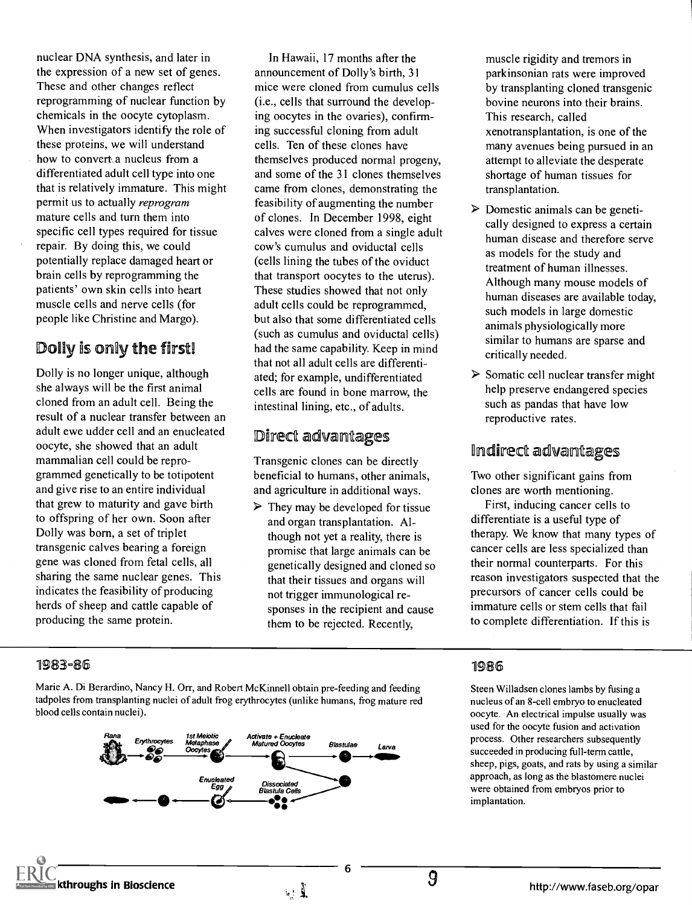nuclear DNA synthesis, and later in the expression of a new set of genes. These and other changes reflect reprogramming of nuclear function by chemicals in the oocyte cytoplasm. When investigators identify the role of these proteins, we will understand how to convert a nucleus from a differentiated adult cell type into one that is relatively immature. This might permit us to actually *reprogram* mature cells and turn them into specific cell types required for tissue repair. By doing this, we could potentially replace damaged heart or brain cells by reprogramming the patients' own skin cells into heart muscle cells and nerve cells (for people like Christine and Margo).

## Dolly is only the first!

Dolly is no longer unique, although she always will be the first animal cloned from an adult cell. Being the result of a nuclear transfer between an adult ewe udder cell and an enucleated oocyte, she showed that an adult mammalian cell could be reprogrammed genetically to be totipotent and give rise to an entire individual that grew to maturity and gave birth to offspring of her own. Soon after Dolly was born, a set of triplet transgenic calves bearing a foreign gene was cloned from fetal cells, all sharing the same nuclear genes. This indicates the feasibility of producing herds of sheep and cattle capable of producing the same protein.

In Hawaii, 17 months after the announcement of Dolly's birth, 31 mice were cloned from cumulus cells (i.e., cells that surround the developing oocytes in the ovaries), confirming successful cloning from adult cells. Ten of these clones have themselves produced normal progeny, and some of the 31 clones themselves came from clones, demonstrating the feasibility of augmenting the number of clones. In December 1998, eight calves were cloned from a single adult cow's cumulus and oviductal cells (cells lining the tubes of the oviduct that transport oocytes to the uterus). These studies showed that not only adult cells could be reprogrammed, but also that some differentiated cells (such as cumulus and oviductal cells) had the same capability. Keep in mind that not all adult cells are differentiated; for example, undifferentiated cells are found in bone marrow, the intestinal lining, etc., of adults.

## Direct advantages

Transgenic clones can be directly beneficial to humans, other animals, and agriculture in additional ways.

- They may be developed for tissue and organ transplantation. Although not yet a reality, there is promise that large animals can be genetically designed and cloned so that their tissues and organs will not trigger immunological responses in the recipient and cause them to be rejected. Recently, muscle rigidity and tremors in parkinsonian rats were improved by transplanting cloned transgenic bovine neurons into their brains. This research, called xenotransplantation, is one of the many avenues being pursued in an attempt to alleviate the desperate shortage of human tissues for transplantation.
- Domestic animals can be genetically designed to express a certain human disease and therefore serve as models for the study and treatment of human illnesses. Although many mouse models of human diseases are available today, such models in large domestic animals physiologically more similar to humans are sparse and critically needed.
- Somatic cell nuclear transfer might help preserve endangered species such as pandas that have low reproductive rates.

## Indirect advantages

Two other significant gains from clones are worth mentioning.

First, inducing cancer cells to differentiate is a useful type of therapy. We know that many types of cancer cells are less specialized than their normal counterparts. For this reason investigators suspected that the precursors of cancer cells could be immature cells or stem cells that fail to complete differentiation. If this is

### 1983-86

Marie A. Di Berardino, Nancy H. Orr, and Robert McKinnell obtain pre-feeding and feeding tadpoles from transplanting nuclei of adult frog erythrocytes (unlike humans, frog mature red blood cells contain nuclei).

Rana — Erythrocytes — 1st Meiotic Metaphase Oocytes — Activate + Enucleate Matured Oocytes — Blastulae — Larva; Dissociated Blastula Cells — Enucleated Egg

### 1986

Steen Willadsen clones lambs by fusing a nucleus of an 8-cell embryo to enucleated oocyte. An electrical impulse usually was used for the oocyte fusion and activation process. Other researchers subsequently succeeded in producing full-term cattle, sheep, pigs, goats, and rats by using a similar approach, as long as the blastomere nuclei were obtained from embryos prior to implantation.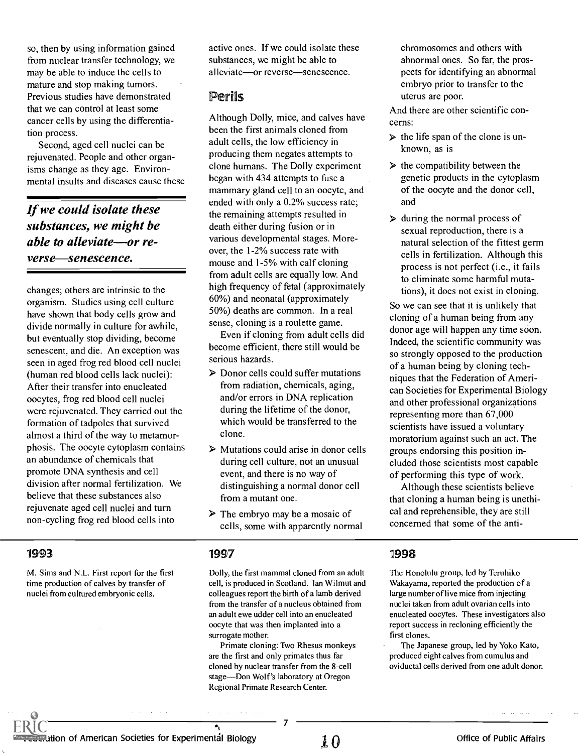so, then by using information gained from nuclear transfer technology, we may be able to induce the cells to mature and stop making tumors. Previous studies have demonstrated that we can control at least some cancer cells by using the differentiation process.

Second, aged cell nuclei can be rejuvenated. People and other organisms change as they age. Environmental insults and diseases cause these changes; others are intrinsic to the organism. Studies using cell culture have shown that body cells grow and divide normally in culture for awhile, but eventually stop dividing, become senescent, and die. An exception was seen in aged frog red blood cell nuclei (human red blood cells lack nuclei): After their transfer into enucleated oocytes, frog red blood cell nuclei were rejuvenated. They carried out the formation of tadpoles that survived almost a third of the way to metamorphosis. The oocyte cytoplasm contains an abundance of chemicals that promote DNA synthesis and cell division after normal fertilization. We believe that these substances also rejuvenate aged cell nuclei and turn non-cycling frog red blood cells into active ones. If we could isolate these substances, we might be able to alleviate—or reverse—senescence.

***If we could isolate these substances, we might be able to alleviate—or reverse—senescence.***

## Perils

Although Dolly, mice, and calves have been the first animals cloned from adult cells, the low efficiency in producing them negates attempts to clone humans. The Dolly experiment began with 434 attempts to fuse a mammary gland cell to an oocyte, and ended with only a 0.2% success rate; the remaining attempts resulted in death either during fusion or in various developmental stages. Moreover, the 1-2% success rate with mouse and 1-5% with calf cloning from adult cells are equally low. And high frequency of fetal (approximately 60%) and neonatal (approximately 50%) deaths are common. In a real sense, cloning is a roulette game.

Even if cloning from adult cells did become efficient, there still would be serious hazards.

- Donor cells could suffer mutations from radiation, chemicals, aging, and/or errors in DNA replication during the lifetime of the donor, which would be transferred to the clone.
- Mutations could arise in donor cells during cell culture, not an unusual event, and there is no way of distinguishing a normal donor cell from a mutant one.
- The embryo may be a mosaic of cells, some with apparently normal chromosomes and others with abnormal ones. So far, the prospects for identifying an abnormal embryo prior to transfer to the uterus are poor.

And there are other scientific concerns:

- the life span of the clone is unknown, as is
- the compatibility between the genetic products in the cytoplasm of the oocyte and the donor cell, and
- during the normal process of sexual reproduction, there is a natural selection of the fittest germ cells in fertilization. Although this process is not perfect (i.e., it fails to eliminate some harmful mutations), it does not exist in cloning.

So we can see that it is unlikely that cloning of a human being from any donor age will happen any time soon. Indeed, the scientific community was so strongly opposed to the production of a human being by cloning techniques that the Federation of American Societies for Experimental Biology and other professional organizations representing more than 67,000 scientists have issued a voluntary moratorium against such an act. The groups endorsing this position included those scientists most capable of performing this type of work.

Although these scientists believe that cloning a human being is unethical and reprehensible, they are still concerned that some of the anti-

### 1993

M. Sims and N.L. First report for the first time production of calves by transfer of nuclei from cultured embryonic cells.

### 1997

Dolly, the first mammal cloned from an adult cell, is produced in Scotland. Ian Wilmut and colleagues report the birth of a lamb derived from the transfer of a nucleus obtained from an adult ewe udder cell into an enucleated oocyte that was then implanted into a surrogate mother.

Primate cloning: Two Rhesus monkeys are the first and only primates thus far cloned by nuclear transfer from the 8-cell stage—Don Wolf's laboratory at Oregon Regional Primate Research Center.

### 1998

The Honolulu group, led by Teruhiko Wakayama, reported the production of a large number of live mice from injecting nuclei taken from adult ovarian cells into enucleated oocytes. These investigators also report success in recloning efficiently the first clones.

The Japanese group, led by Yoko Kato, produced eight calves from cumulus and oviductal cells derived from one adult donor.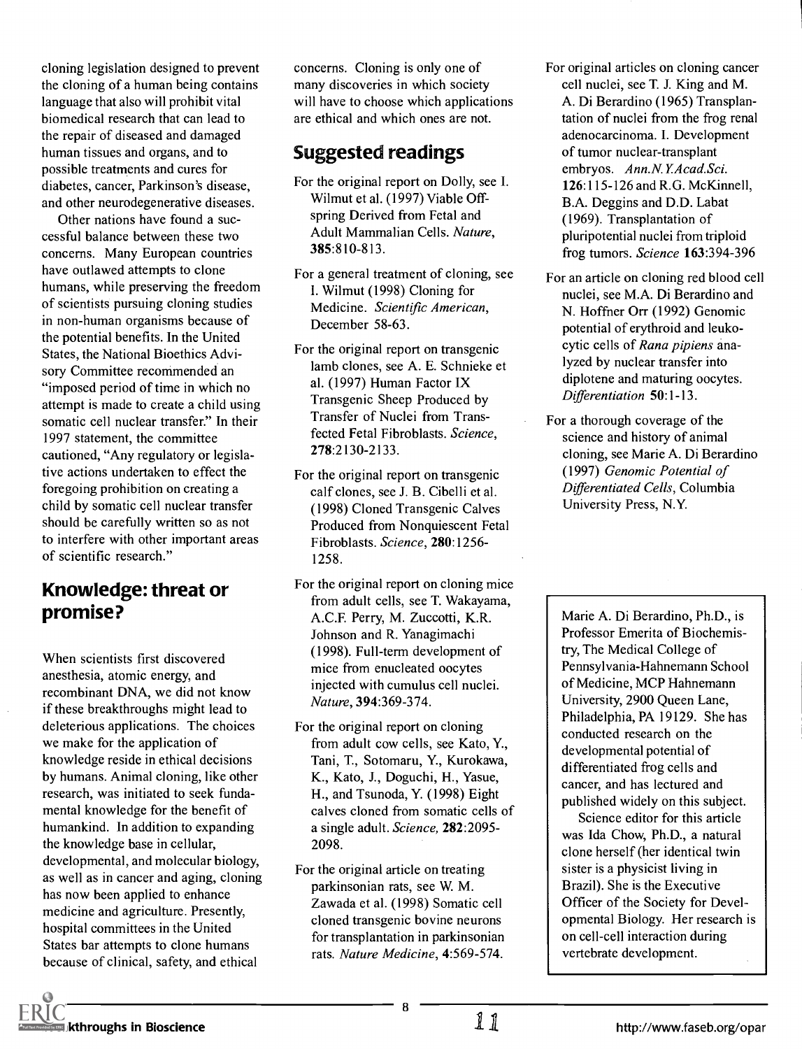cloning legislation designed to prevent the cloning of a human being contains language that also will prohibit vital biomedical research that can lead to the repair of diseased and damaged human tissues and organs, and to possible treatments and cures for diabetes, cancer, Parkinson's disease, and other neurodegenerative diseases.

Other nations have found a successful balance between these two concerns. Many European countries have outlawed attempts to clone humans, while preserving the freedom of scientists pursuing cloning studies in non-human organisms because of the potential benefits. In the United States, the National Bioethics Advisory Committee recommended an "imposed period of time in which no attempt is made to create a child using somatic cell nuclear transfer." In their 1997 statement, the committee cautioned, "Any regulatory or legislative actions undertaken to effect the foregoing prohibition on creating a child by somatic cell nuclear transfer should be carefully written so as not to interfere with other important areas of scientific research."

## Knowledge: threat or promise?

When scientists first discovered anesthesia, atomic energy, and recombinant DNA, we did not know if these breakthroughs might lead to deleterious applications. The choices we make for the application of knowledge reside in ethical decisions by humans. Animal cloning, like other research, was initiated to seek fundamental knowledge for the benefit of humankind. In addition to expanding the knowledge base in cellular, developmental, and molecular biology, as well as in cancer and aging, cloning has now been applied to enhance medicine and agriculture. Presently, hospital committees in the United States bar attempts to clone humans because of clinical, safety, and ethical concerns. Cloning is only one of many discoveries in which society will have to choose which applications are ethical and which ones are not.

## Suggested readings

For the original report on Dolly, see I. Wilmut et al. (1997) Viable Offspring Derived from Fetal and Adult Mammalian Cells. *Nature*, **385**:810-813.

For a general treatment of cloning, see I. Wilmut (1998) Cloning for Medicine. *Scientific American*, December 58-63.

For the original report on transgenic lamb clones, see A. E. Schnieke et al. (1997) Human Factor IX Transgenic Sheep Produced by Transfer of Nuclei from Transfected Fetal Fibroblasts. *Science*, **278**:2130-2133.

For the original report on transgenic calf clones, see J. B. Cibelli et al. (1998) Cloned Transgenic Calves Produced from Nonquiescent Fetal Fibroblasts. *Science*, **280**:1256-1258.

For the original report on cloning mice from adult cells, see T. Wakayama, A.C.F. Perry, M. Zuccotti, K.R. Johnson and R. Yanagimachi (1998). Full-term development of mice from enucleated oocytes injected with cumulus cell nuclei. *Nature*, **394**:369-374.

For the original report on cloning from adult cow cells, see Kato, Y., Tani, T., Sotomaru, Y., Kurokawa, K., Kato, J., Doguchi, H., Yasue, H., and Tsunoda, Y. (1998) Eight calves cloned from somatic cells of a single adult. *Science*, **282**:2095-2098.

For the original article on treating parkinsonian rats, see W. M. Zawada et al. (1998) Somatic cell cloned transgenic bovine neurons for transplantation in parkinsonian rats. *Nature Medicine*, **4**:569-574.

For original articles on cloning cancer cell nuclei, see T. J. King and M. A. Di Berardino (1965) Transplantation of nuclei from the frog renal adenocarcinoma. I. Development of tumor nuclear-transplant embryos. *Ann.N.Y.Acad.Sci.* **126**:115-126 and R.G. McKinnell, B.A. Deggins and D.D. Labat (1969). Transplantation of pluripotential nuclei from triploid frog tumors. *Science* **163**:394-396

For an article on cloning red blood cell nuclei, see M.A. Di Berardino and N. Hoffner Orr (1992) Genomic potential of erythroid and leukocytic cells of *Rana pipiens* analyzed by nuclear transfer into diplotene and maturing oocytes. *Differentiation* **50**:1-13.

For a thorough coverage of the science and history of animal cloning, see Marie A. Di Berardino (1997) *Genomic Potential of Differentiated Cells*, Columbia University Press, N.Y.

Marie A. Di Berardino, Ph.D., is Professor Emerita of Biochemistry, The Medical College of Pennsylvania-Hahnemann School of Medicine, MCP Hahnemann University, 2900 Queen Lane, Philadelphia, PA 19129. She has conducted research on the developmental potential of differentiated frog cells and cancer, and has lectured and published widely on this subject.

Science editor for this article was Ida Chow, Ph.D., a natural clone herself (her identical twin sister is a physicist living in Brazil). She is the Executive Officer of the Society for Developmental Biology. Her research is on cell-cell interaction during vertebrate development.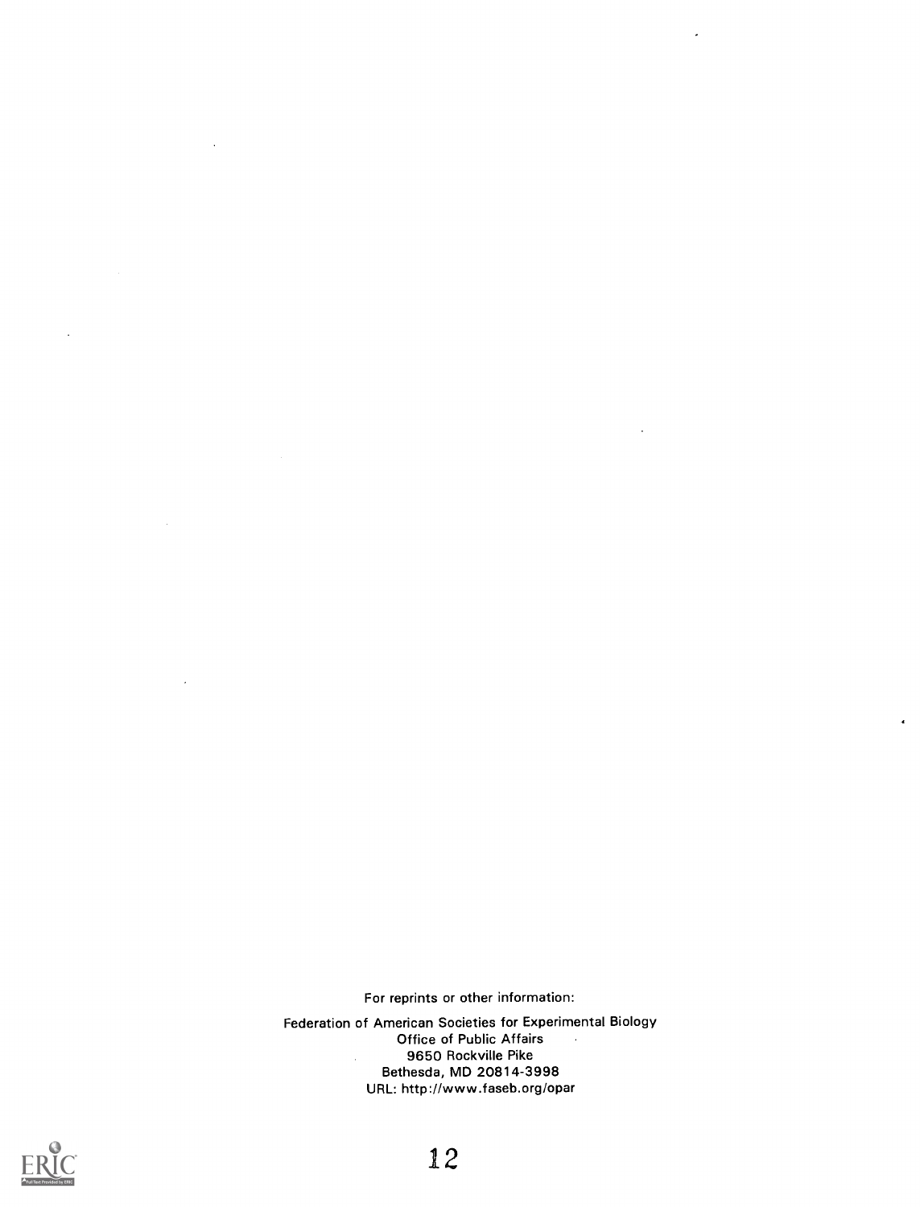For reprints or other information:

Federation of American Societies for Experimental Biology
Office of Public Affairs
9650 Rockville Pike
Bethesda, MD 20814-3998
URL: http://www.faseb.org/opar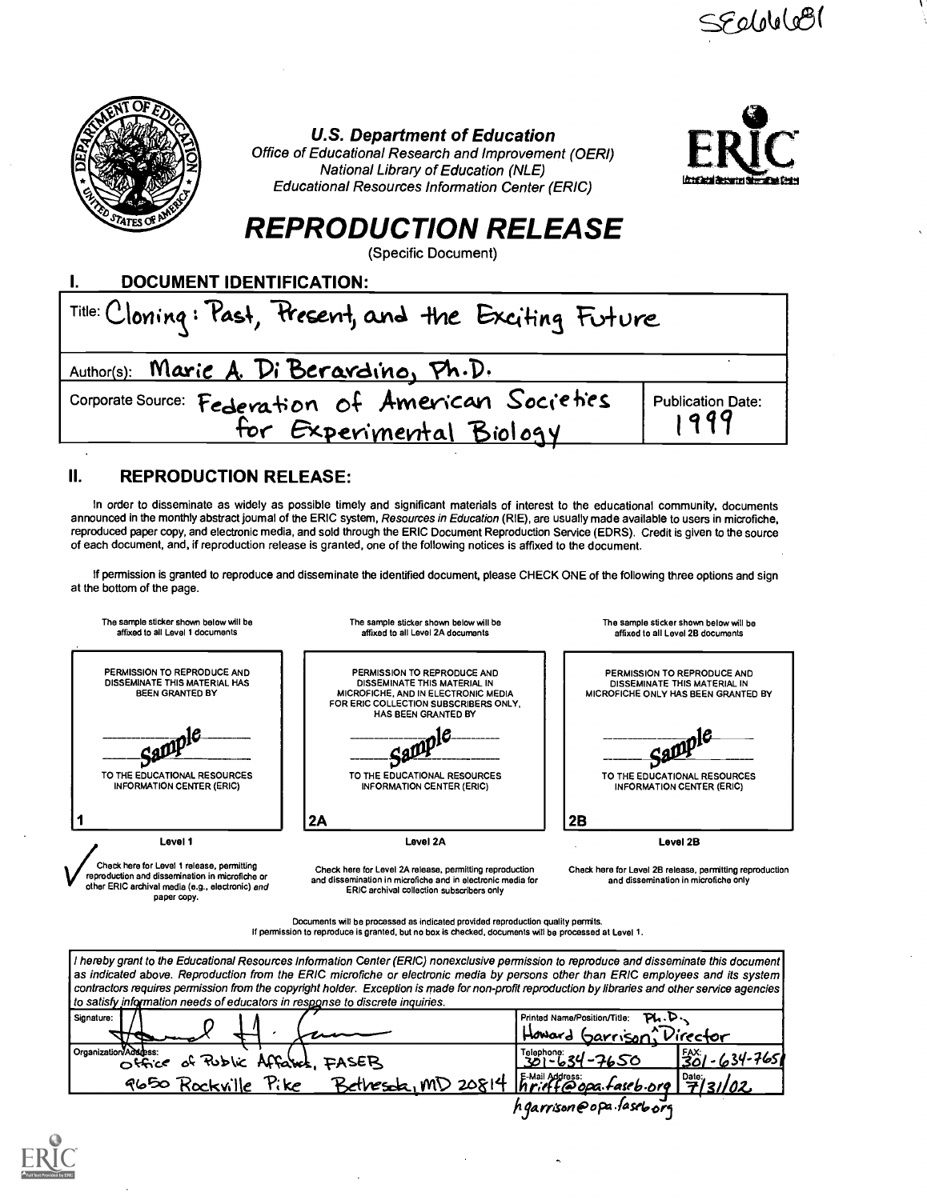SE066681

**U.S. Department of Education**
*Office of Educational Research and Improvement (OERI)*
*National Library of Education (NLE)*
*Educational Resources Information Center (ERIC)*

# REPRODUCTION RELEASE

(Specific Document)

## I. DOCUMENT IDENTIFICATION:

| | |
|---|---|
| Title: Cloning: Past, Present, and the Exciting Future | |
| Author(s): Marie A. Di Berardino, Ph.D. | |
| Corporate Source: Federation of American Societies for Experimental Biology | Publication Date: 1999 |

## II. REPRODUCTION RELEASE:

In order to disseminate as widely as possible timely and significant materials of interest to the educational community, documents announced in the monthly abstract journal of the ERIC system, *Resources in Education* (RIE), are usually made available to users in microfiche, reproduced paper copy, and electronic media, and sold through the ERIC Document Reproduction Service (EDRS). Credit is given to the source of each document, and, if reproduction release is granted, one of the following notices is affixed to the document.

If permission is granted to reproduce and disseminate the identified document, please CHECK ONE of the following three options and sign at the bottom of the page.

| The sample sticker shown below will be affixed to all Level 1 documents | The sample sticker shown below will be affixed to all Level 2A documents | The sample sticker shown below will be affixed to all Level 2B documents |
|---|---|---|
| PERMISSION TO REPRODUCE AND DISSEMINATE THIS MATERIAL HAS BEEN GRANTED BY Sample TO THE EDUCATIONAL RESOURCES INFORMATION CENTER (ERIC) | PERMISSION TO REPRODUCE AND DISSEMINATE THIS MATERIAL IN MICROFICHE, AND IN ELECTRONIC MEDIA FOR ERIC COLLECTION SUBSCRIBERS ONLY, HAS BEEN GRANTED BY Sample TO THE EDUCATIONAL RESOURCES INFORMATION CENTER (ERIC) | PERMISSION TO REPRODUCE AND DISSEMINATE THIS MATERIAL IN MICROFICHE ONLY HAS BEEN GRANTED BY Sample TO THE EDUCATIONAL RESOURCES INFORMATION CENTER (ERIC) |
| 1 | 2A | 2B |
| Level 1 | Level 2A | Level 2B |
| ✓ Check here for Level 1 release, permitting reproduction and dissemination in microfiche or other ERIC archival media (e.g., electronic) *and* paper copy. | Check here for Level 2A release, permitting reproduction and dissemination in microfiche and in electronic media for ERIC archival collection subscribers only | Check here for Level 2B release, permitting reproduction and dissemination in microfiche only |

Documents will be processed as indicated provided reproduction quality permits.
If permission to reproduce is granted, but no box is checked, documents will be processed at Level 1.

*I hereby grant to the Educational Resources Information Center (ERIC) nonexclusive permission to reproduce and disseminate this document as indicated above. Reproduction from the ERIC microfiche or electronic media by persons other than ERIC employees and its system contractors requires permission from the copyright holder. Exception is made for non-profit reproduction by libraries and other service agencies to satisfy information needs of educators in response to discrete inquiries.*

| | | |
|---|---|---|
| Signature: Howard H. Garrison | Printed Name/Position/Title: Howard Garrison, Ph.D., Director | |
| Organization/Address: Office of Public Affairs, FASEB 9650 Rockville Pike Bethesda, MD 20814 | Telephone: 301-634-7650 | FAX: 301-634-7651 |
| | E-Mail Address: hriff@opa.faseb.org | Date: 7/31/02 |

hgarrison@opa.faseb.org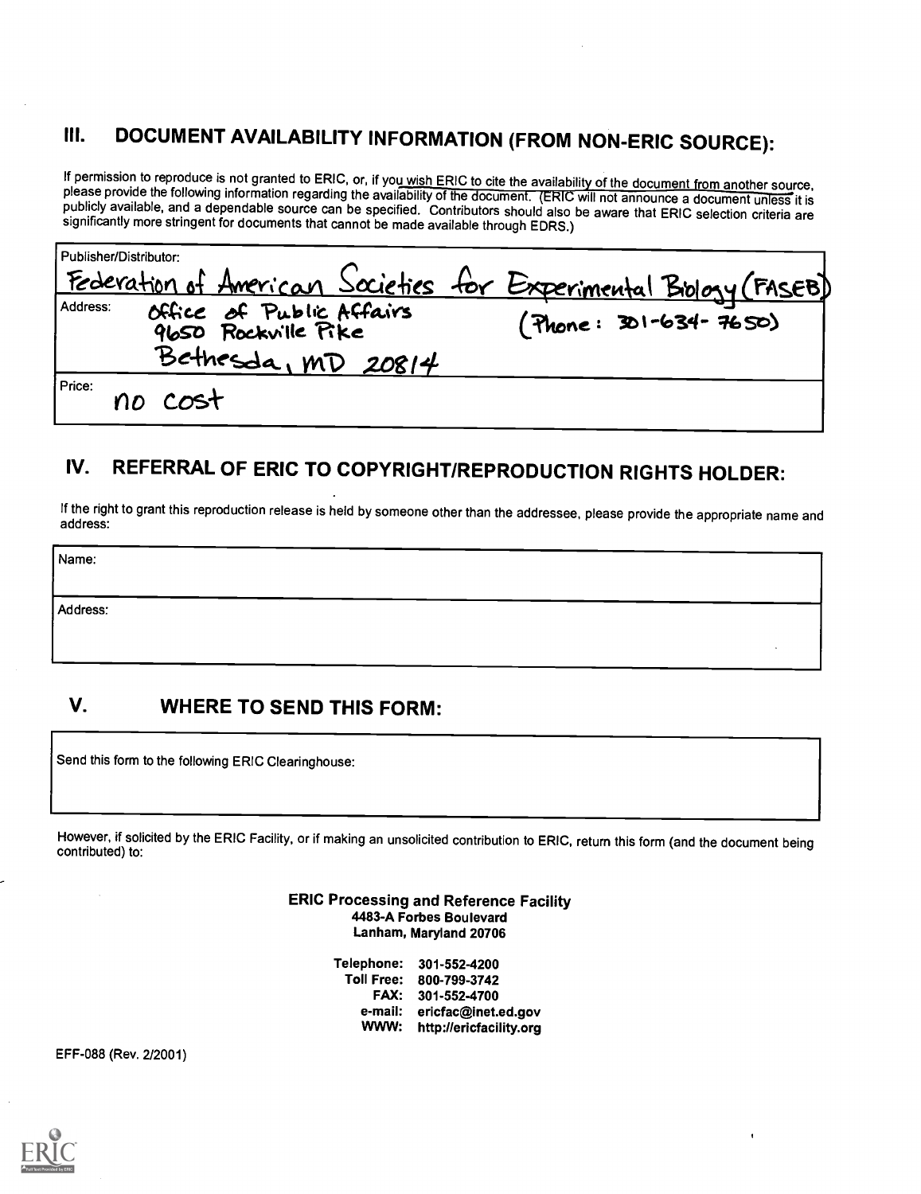## III. DOCUMENT AVAILABILITY INFORMATION (FROM NON-ERIC SOURCE):

If permission to reproduce is not granted to ERIC, or, if you wish ERIC to cite the availability of the document from another source, please provide the following information regarding the availability of the document. (ERIC will not announce a document unless it is publicly available, and a dependable source can be specified. Contributors should also be aware that ERIC selection criteria are significantly more stringent for documents that cannot be made available through EDRS.)

| | |
|---|---|
| Publisher/Distributor: | Federation of American Societies for Experimental Biology (FASEB) |
| Address: | Office of Public Affairs<br>9650 Rockville Pike<br>Bethesda, MD 20814<br>(Phone: 301-634-7650) |
| Price: | no cost |

## IV. REFERRAL OF ERIC TO COPYRIGHT/REPRODUCTION RIGHTS HOLDER:

If the right to grant this reproduction release is held by someone other than the addressee, please provide the appropriate name and address:

| | |
|---|---|
| Name: | |
| Address: | |

## V. WHERE TO SEND THIS FORM:

Send this form to the following ERIC Clearinghouse:

However, if solicited by the ERIC Facility, or if making an unsolicited contribution to ERIC, return this form (and the document being contributed) to:

**ERIC Processing and Reference Facility**
**4483-A Forbes Boulevard**
**Lanham, Maryland 20706**

**Telephone:** 301-552-4200
**Toll Free:** 800-799-3742
**FAX:** 301-552-4700
**e-mail:** ericfac@inet.ed.gov
**WWW:** http://ericfacility.org

EFF-088 (Rev. 2/2001)